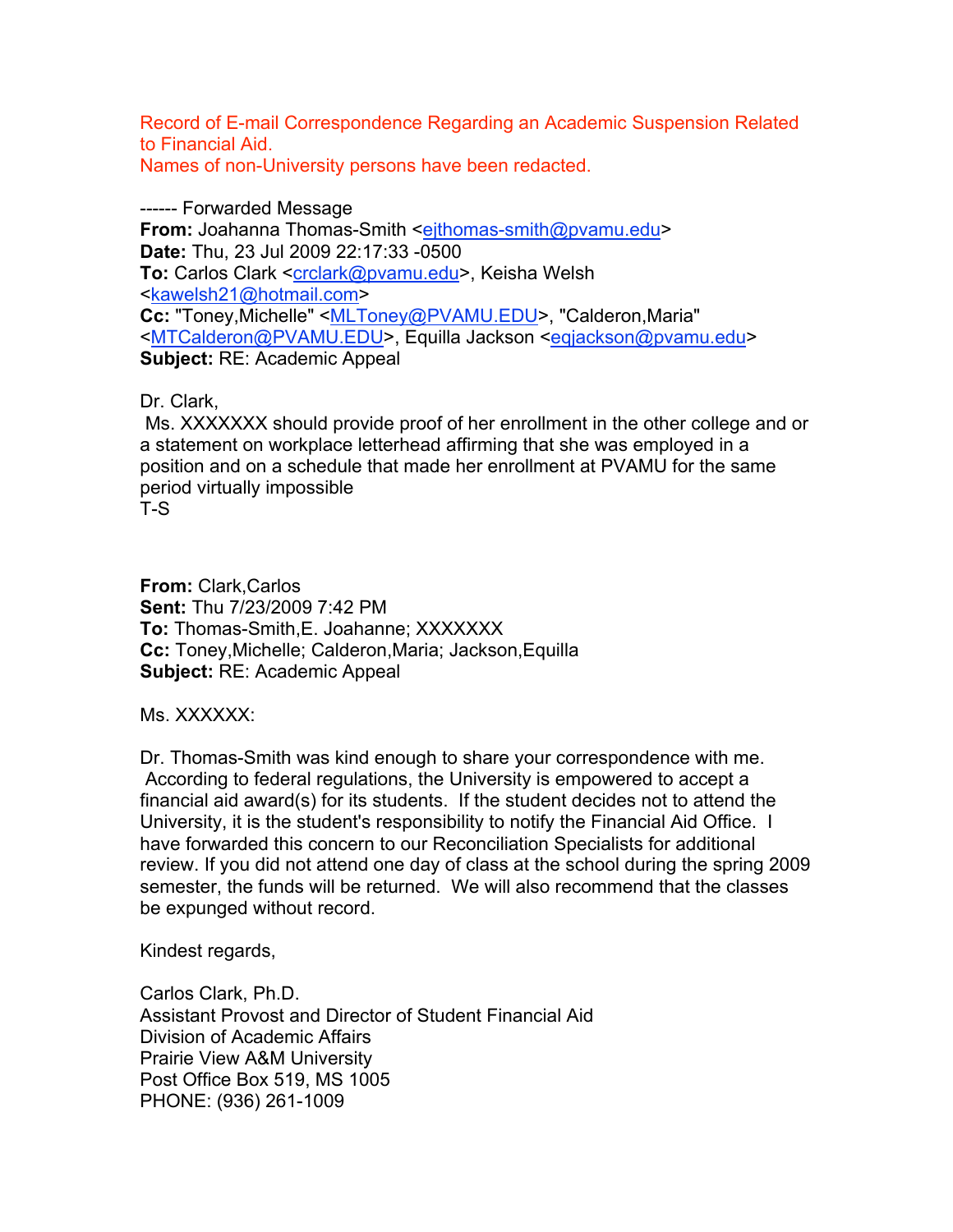Record of E-mail Correspondence Regarding an Academic Suspension Related to Financial Aid.
Names of non-University persons have been redacted.

------ Forwarded Message
**From:** Joahanna Thomas-Smith <ejthomas-smith@pvamu.edu>
**Date:** Thu, 23 Jul 2009 22:17:33 -0500
**To:** Carlos Clark <crclark@pvamu.edu>, Keisha Welsh <kawelsh21@hotmail.com>
**Cc:** "Toney,Michelle" <MLToney@PVAMU.EDU>, "Calderon,Maria" <MTCalderon@PVAMU.EDU>, Equilla Jackson <eqjackson@pvamu.edu>
**Subject:** RE: Academic Appeal

Dr. Clark,
Ms. XXXXXXX should provide proof of her enrollment in the other college and or a statement on workplace letterhead affirming that she was employed in a position and on a schedule that made her enrollment at PVAMU for the same period virtually impossible
T-S

**From:** Clark,Carlos
**Sent:** Thu 7/23/2009 7:42 PM
**To:** Thomas-Smith,E. Joahanne; XXXXXXX
**Cc:** Toney,Michelle; Calderon,Maria; Jackson,Equilla
**Subject:** RE: Academic Appeal

Ms. XXXXXX:

Dr. Thomas-Smith was kind enough to share your correspondence with me. According to federal regulations, the University is empowered to accept a financial aid award(s) for its students. If the student decides not to attend the University, it is the student's responsibility to notify the Financial Aid Office. I have forwarded this concern to our Reconciliation Specialists for additional review. If you did not attend one day of class at the school during the spring 2009 semester, the funds will be returned. We will also recommend that the classes be expunged without record.

Kindest regards,

Carlos Clark, Ph.D.
Assistant Provost and Director of Student Financial Aid
Division of Academic Affairs
Prairie View A&M University
Post Office Box 519, MS 1005
PHONE: (936) 261-1009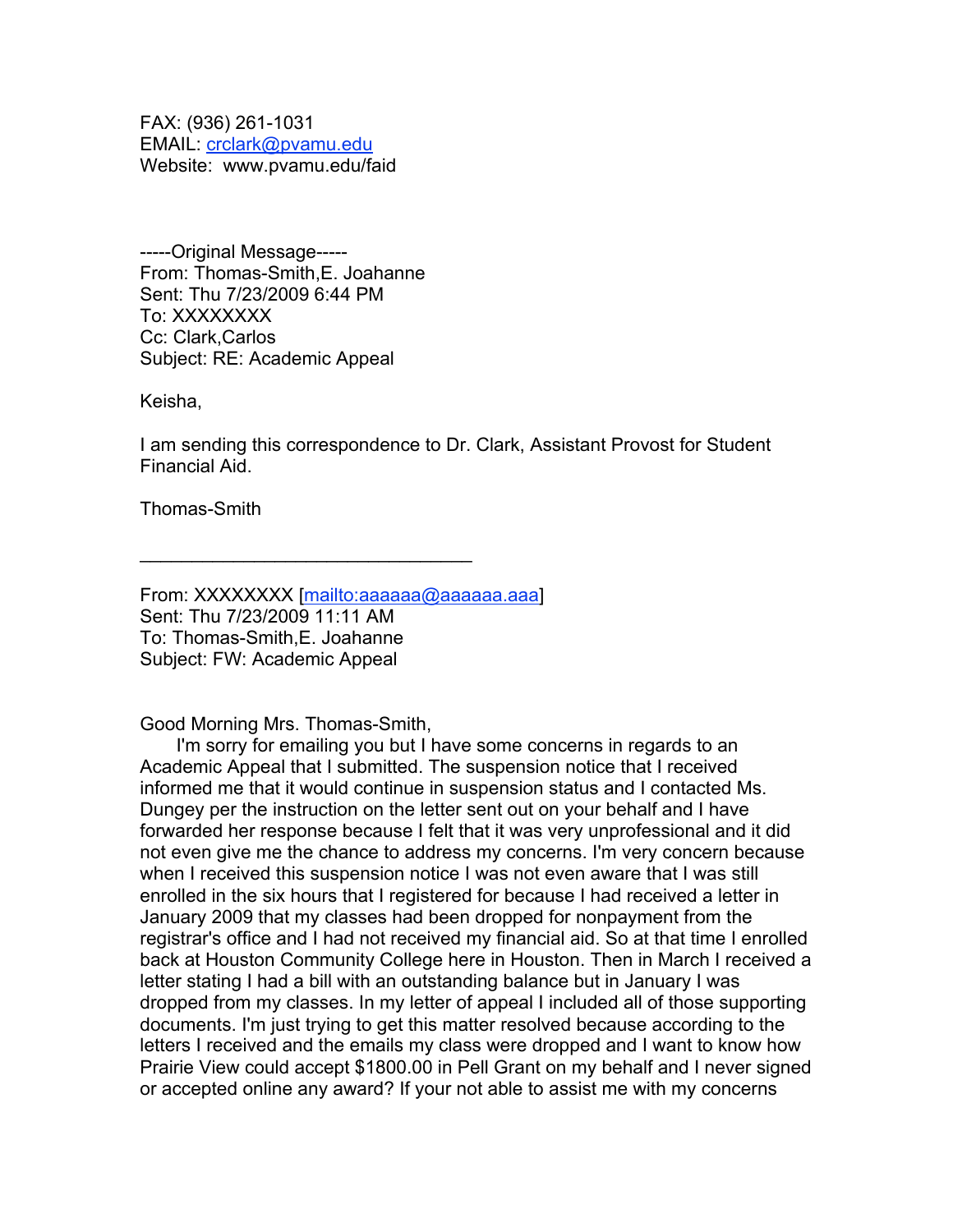FAX: (936) 261-1031
EMAIL: crclark@pvamu.edu
Website: www.pvamu.edu/faid

-----Original Message-----
From: Thomas-Smith,E. Joahanne
Sent: Thu 7/23/2009 6:44 PM
To: XXXXXXXX
Cc: Clark,Carlos
Subject: RE: Academic Appeal

Keisha,

I am sending this correspondence to Dr. Clark, Assistant Provost for Student Financial Aid.

Thomas-Smith

---

From: XXXXXXXX [mailto:aaaaaa@aaaaaa.aaa]
Sent: Thu 7/23/2009 11:11 AM
To: Thomas-Smith,E. Joahanne
Subject: FW: Academic Appeal

Good Morning Mrs. Thomas-Smith,

I'm sorry for emailing you but I have some concerns in regards to an Academic Appeal that I submitted. The suspension notice that I received informed me that it would continue in suspension status and I contacted Ms. Dungey per the instruction on the letter sent out on your behalf and I have forwarded her response because I felt that it was very unprofessional and it did not even give me the chance to address my concerns. I'm very concern because when I received this suspension notice I was not even aware that I was still enrolled in the six hours that I registered for because I had received a letter in January 2009 that my classes had been dropped for nonpayment from the registrar's office and I had not received my financial aid. So at that time I enrolled back at Houston Community College here in Houston. Then in March I received a letter stating I had a bill with an outstanding balance but in January I was dropped from my classes. In my letter of appeal I included all of those supporting documents. I'm just trying to get this matter resolved because according to the letters I received and the emails my class were dropped and I want to know how Prairie View could accept $1800.00 in Pell Grant on my behalf and I never signed or accepted online any award? If your not able to assist me with my concerns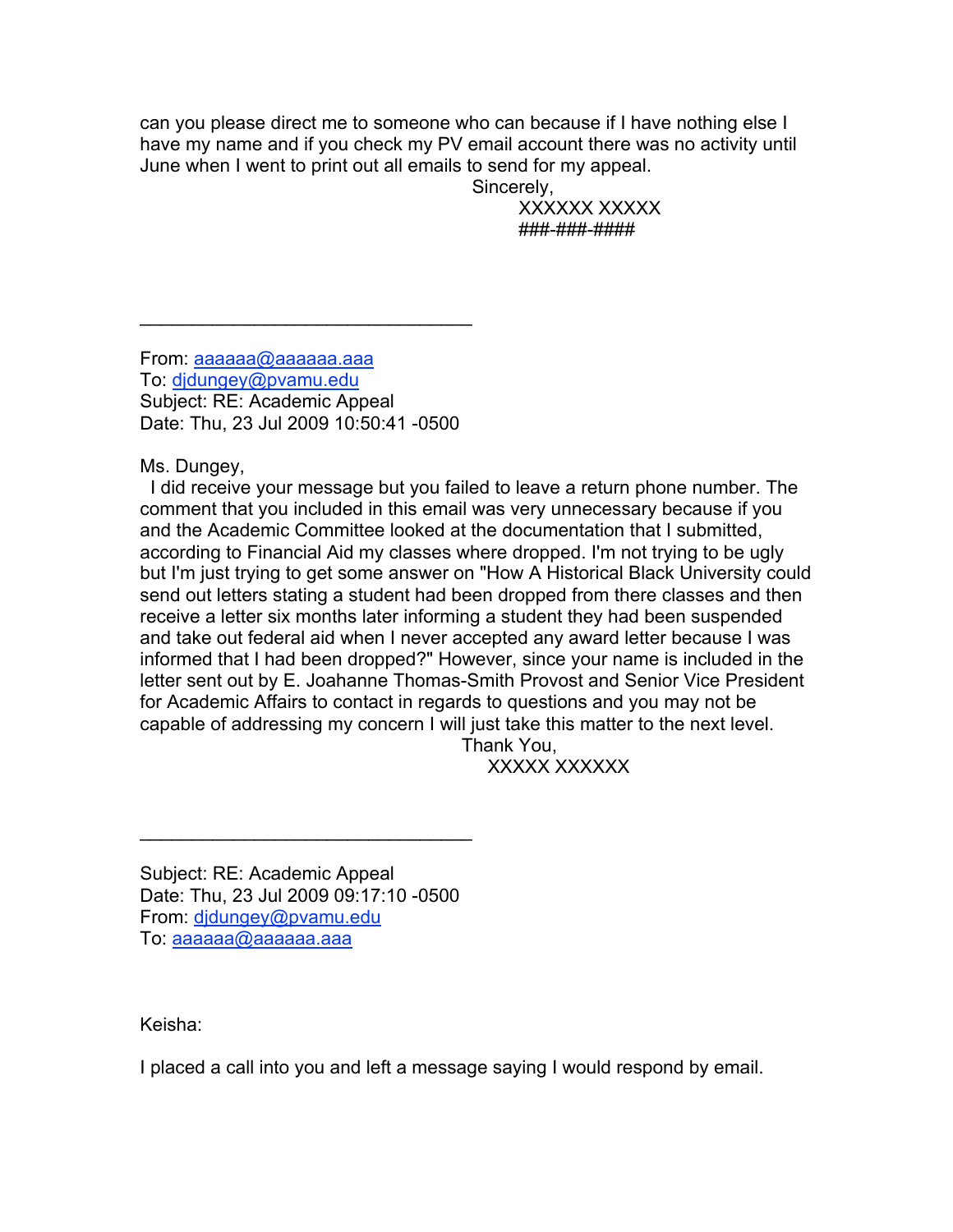can you please direct me to someone who can because if I have nothing else I have my name and if you check my PV email account there was no activity until June when I went to print out all emails to send for my appeal.

Sincerely,
XXXXXX XXXXX
###-###-####

---

From: aaaaaa@aaaaaa.aaa
To: djdungey@pvamu.edu
Subject: RE: Academic Appeal
Date: Thu, 23 Jul 2009 10:50:41 -0500

Ms. Dungey,

I did receive your message but you failed to leave a return phone number. The comment that you included in this email was very unnecessary because if you and the Academic Committee looked at the documentation that I submitted, according to Financial Aid my classes where dropped. I'm not trying to be ugly but I'm just trying to get some answer on "How A Historical Black University could send out letters stating a student had been dropped from there classes and then receive a letter six months later informing a student they had been suspended and take out federal aid when I never accepted any award letter because I was informed that I had been dropped?" However, since your name is included in the letter sent out by E. Joahanne Thomas-Smith Provost and Senior Vice President for Academic Affairs to contact in regards to questions and you may not be capable of addressing my concern I will just take this matter to the next level.

Thank You,
XXXXX XXXXXX

---

Subject: RE: Academic Appeal
Date: Thu, 23 Jul 2009 09:17:10 -0500
From: djdungey@pvamu.edu
To: aaaaaa@aaaaaa.aaa

Keisha:

I placed a call into you and left a message saying I would respond by email.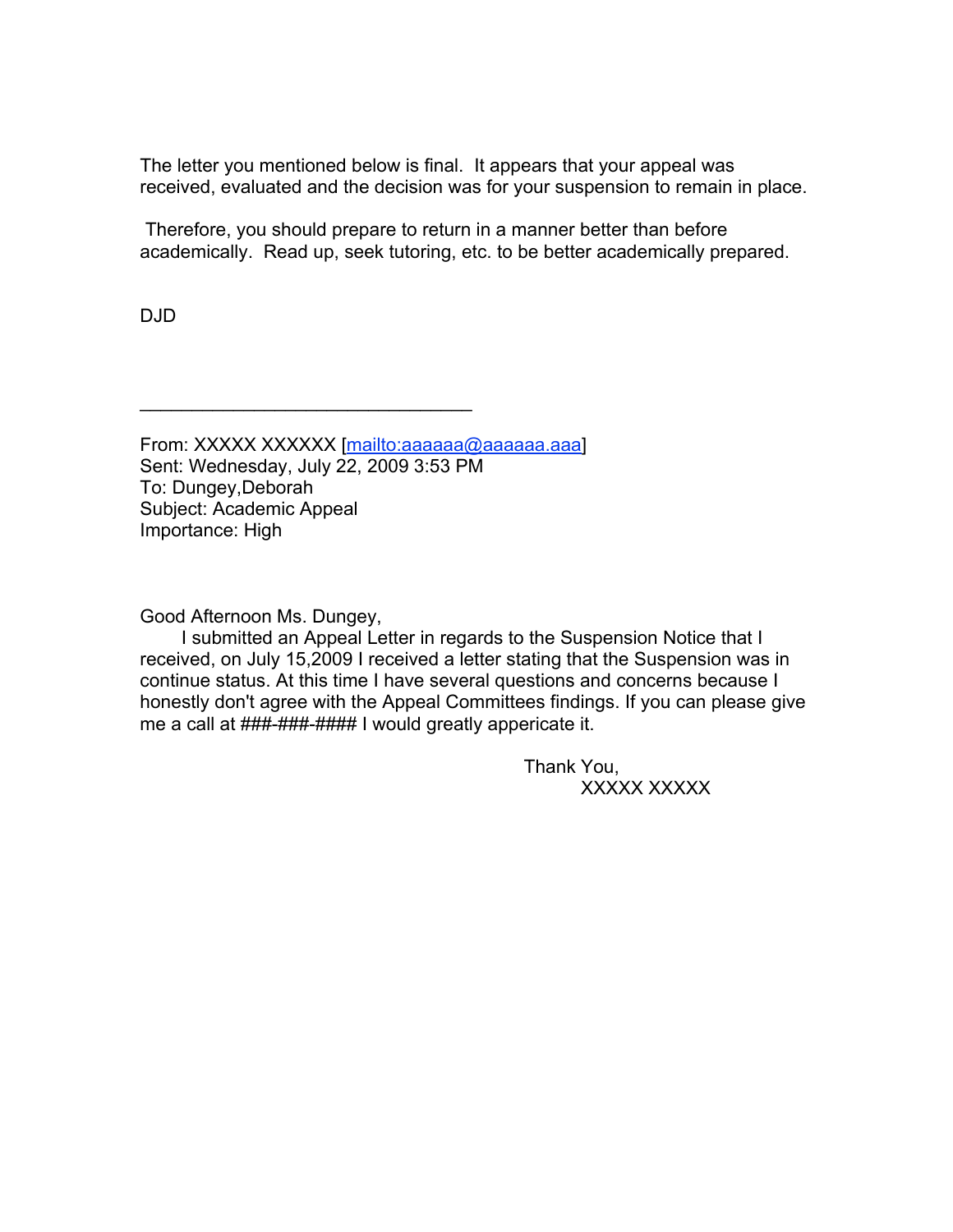The letter you mentioned below is final. It appears that your appeal was received, evaluated and the decision was for your suspension to remain in place.

Therefore, you should prepare to return in a manner better than before academically. Read up, seek tutoring, etc. to be better academically prepared.

DJD

---

From: XXXXX XXXXXX [mailto:aaaaaa@aaaaaa.aaa]
Sent: Wednesday, July 22, 2009 3:53 PM
To: Dungey,Deborah
Subject: Academic Appeal
Importance: High

Good Afternoon Ms. Dungey,

I submitted an Appeal Letter in regards to the Suspension Notice that I received, on July 15,2009 I received a letter stating that the Suspension was in continue status. At this time I have several questions and concerns because I honestly don't agree with the Appeal Committees findings. If you can please give me a call at ###-###-#### I would greatly appericate it.

Thank You,
XXXXX XXXXX